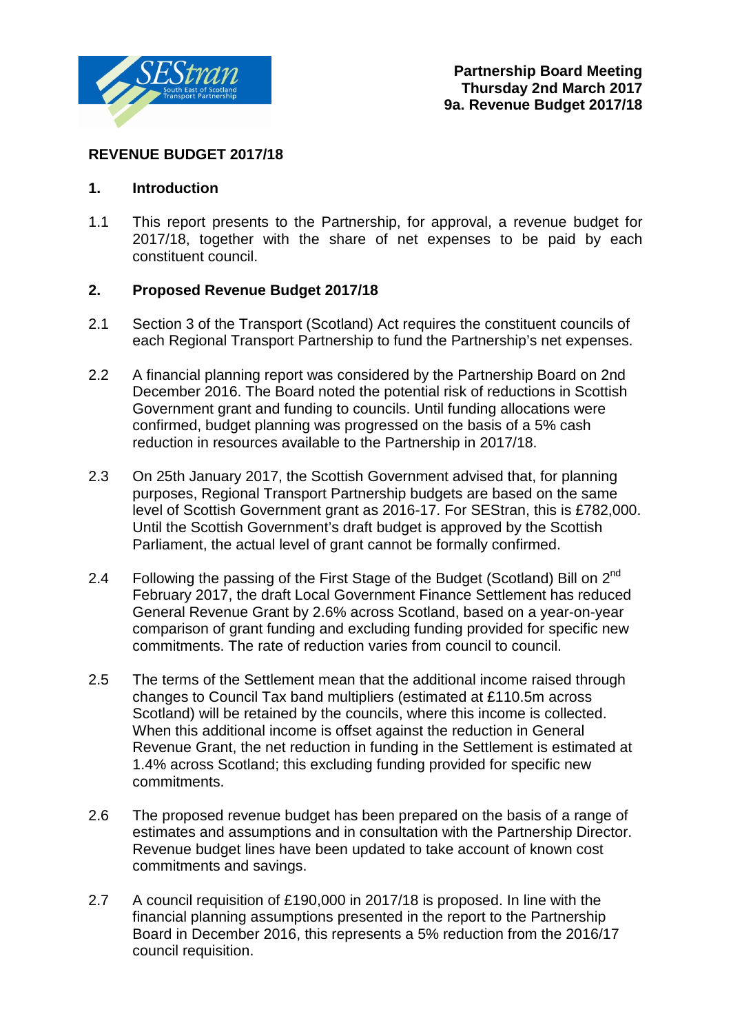**Partnership Board Meeting**
**Thursday 2nd March 2017**
**9a. Revenue Budget 2017/18**

# REVENUE BUDGET 2017/18

## 1. Introduction

1.1 This report presents to the Partnership, for approval, a revenue budget for 2017/18, together with the share of net expenses to be paid by each constituent council.

## 2. Proposed Revenue Budget 2017/18

2.1 Section 3 of the Transport (Scotland) Act requires the constituent councils of each Regional Transport Partnership to fund the Partnership's net expenses.

2.2 A financial planning report was considered by the Partnership Board on 2nd December 2016. The Board noted the potential risk of reductions in Scottish Government grant and funding to councils. Until funding allocations were confirmed, budget planning was progressed on the basis of a 5% cash reduction in resources available to the Partnership in 2017/18.

2.3 On 25th January 2017, the Scottish Government advised that, for planning purposes, Regional Transport Partnership budgets are based on the same level of Scottish Government grant as 2016-17. For SEStran, this is £782,000. Until the Scottish Government's draft budget is approved by the Scottish Parliament, the actual level of grant cannot be formally confirmed.

2.4 Following the passing of the First Stage of the Budget (Scotland) Bill on 2nd February 2017, the draft Local Government Finance Settlement has reduced General Revenue Grant by 2.6% across Scotland, based on a year-on-year comparison of grant funding and excluding funding provided for specific new commitments. The rate of reduction varies from council to council.

2.5 The terms of the Settlement mean that the additional income raised through changes to Council Tax band multipliers (estimated at £110.5m across Scotland) will be retained by the councils, where this income is collected. When this additional income is offset against the reduction in General Revenue Grant, the net reduction in funding in the Settlement is estimated at 1.4% across Scotland; this excluding funding provided for specific new commitments.

2.6 The proposed revenue budget has been prepared on the basis of a range of estimates and assumptions and in consultation with the Partnership Director. Revenue budget lines have been updated to take account of known cost commitments and savings.

2.7 A council requisition of £190,000 in 2017/18 is proposed. In line with the financial planning assumptions presented in the report to the Partnership Board in December 2016, this represents a 5% reduction from the 2016/17 council requisition.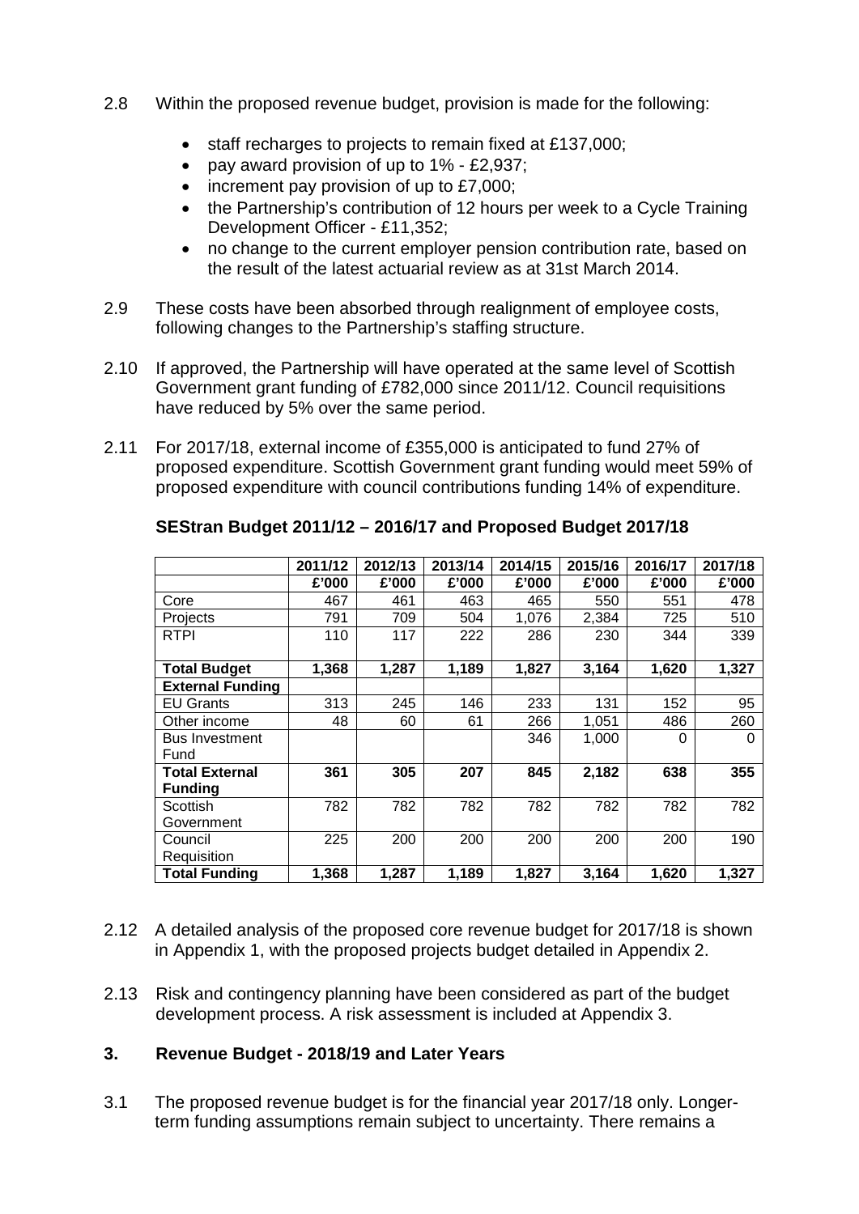2.8 Within the proposed revenue budget, provision is made for the following:

- staff recharges to projects to remain fixed at £137,000;
- pay award provision of up to 1% - £2,937;
- increment pay provision of up to £7,000;
- the Partnership's contribution of 12 hours per week to a Cycle Training Development Officer - £11,352;
- no change to the current employer pension contribution rate, based on the result of the latest actuarial review as at 31st March 2014.

2.9 These costs have been absorbed through realignment of employee costs, following changes to the Partnership's staffing structure.

2.10 If approved, the Partnership will have operated at the same level of Scottish Government grant funding of £782,000 since 2011/12. Council requisitions have reduced by 5% over the same period.

2.11 For 2017/18, external income of £355,000 is anticipated to fund 27% of proposed expenditure. Scottish Government grant funding would meet 59% of proposed expenditure with council contributions funding 14% of expenditure.

**SEStran Budget 2011/12 – 2016/17 and Proposed Budget 2017/18**

| | 2011/12 | 2012/13 | 2013/14 | 2014/15 | 2015/16 | 2016/17 | 2017/18 |
|---|---|---|---|---|---|---|---|
| | £'000 | £'000 | £'000 | £'000 | £'000 | £'000 | £'000 |
| Core | 467 | 461 | 463 | 465 | 550 | 551 | 478 |
| Projects | 791 | 709 | 504 | 1,076 | 2,384 | 725 | 510 |
| RTPI | 110 | 117 | 222 | 286 | 230 | 344 | 339 |
| **Total Budget** | **1,368** | **1,287** | **1,189** | **1,827** | **3,164** | **1,620** | **1,327** |
| **External Funding** | | | | | | | |
| EU Grants | 313 | 245 | 146 | 233 | 131 | 152 | 95 |
| Other income | 48 | 60 | 61 | 266 | 1,051 | 486 | 260 |
| Bus Investment Fund | | | | 346 | 1,000 | 0 | 0 |
| **Total External Funding** | **361** | **305** | **207** | **845** | **2,182** | **638** | **355** |
| Scottish Government | 782 | 782 | 782 | 782 | 782 | 782 | 782 |
| Council Requisition | 225 | 200 | 200 | 200 | 200 | 200 | 190 |
| **Total Funding** | **1,368** | **1,287** | **1,189** | **1,827** | **3,164** | **1,620** | **1,327** |

2.12 A detailed analysis of the proposed core revenue budget for 2017/18 is shown in Appendix 1, with the proposed projects budget detailed in Appendix 2.

2.13 Risk and contingency planning have been considered as part of the budget development process. A risk assessment is included at Appendix 3.

## 3. Revenue Budget - 2018/19 and Later Years

3.1 The proposed revenue budget is for the financial year 2017/18 only. Longer-term funding assumptions remain subject to uncertainty. There remains a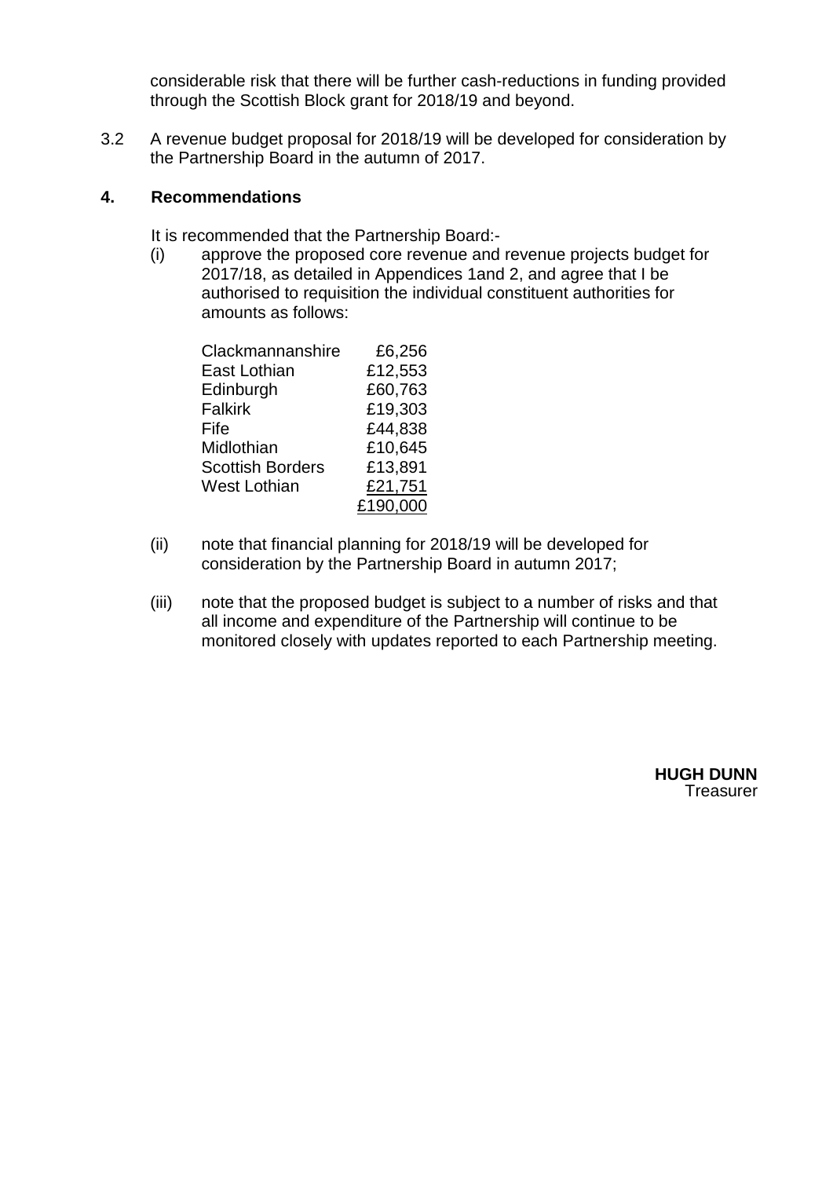considerable risk that there will be further cash-reductions in funding provided through the Scottish Block grant for 2018/19 and beyond.

3.2 A revenue budget proposal for 2018/19 will be developed for consideration by the Partnership Board in the autumn of 2017.

## 4. Recommendations

It is recommended that the Partnership Board:-

(i) approve the proposed core revenue and revenue projects budget for 2017/18, as detailed in Appendices 1and 2, and agree that I be authorised to requisition the individual constituent authorities for amounts as follows:

| | |
|---|---|
| Clackmannanshire | £6,256 |
| East Lothian | £12,553 |
| Edinburgh | £60,763 |
| Falkirk | £19,303 |
| Fife | £44,838 |
| Midlothian | £10,645 |
| Scottish Borders | £13,891 |
| West Lothian | £21,751 |
| | £190,000 |

(ii) note that financial planning for 2018/19 will be developed for consideration by the Partnership Board in autumn 2017;

(iii) note that the proposed budget is subject to a number of risks and that all income and expenditure of the Partnership will continue to be monitored closely with updates reported to each Partnership meeting.

**HUGH DUNN**
Treasurer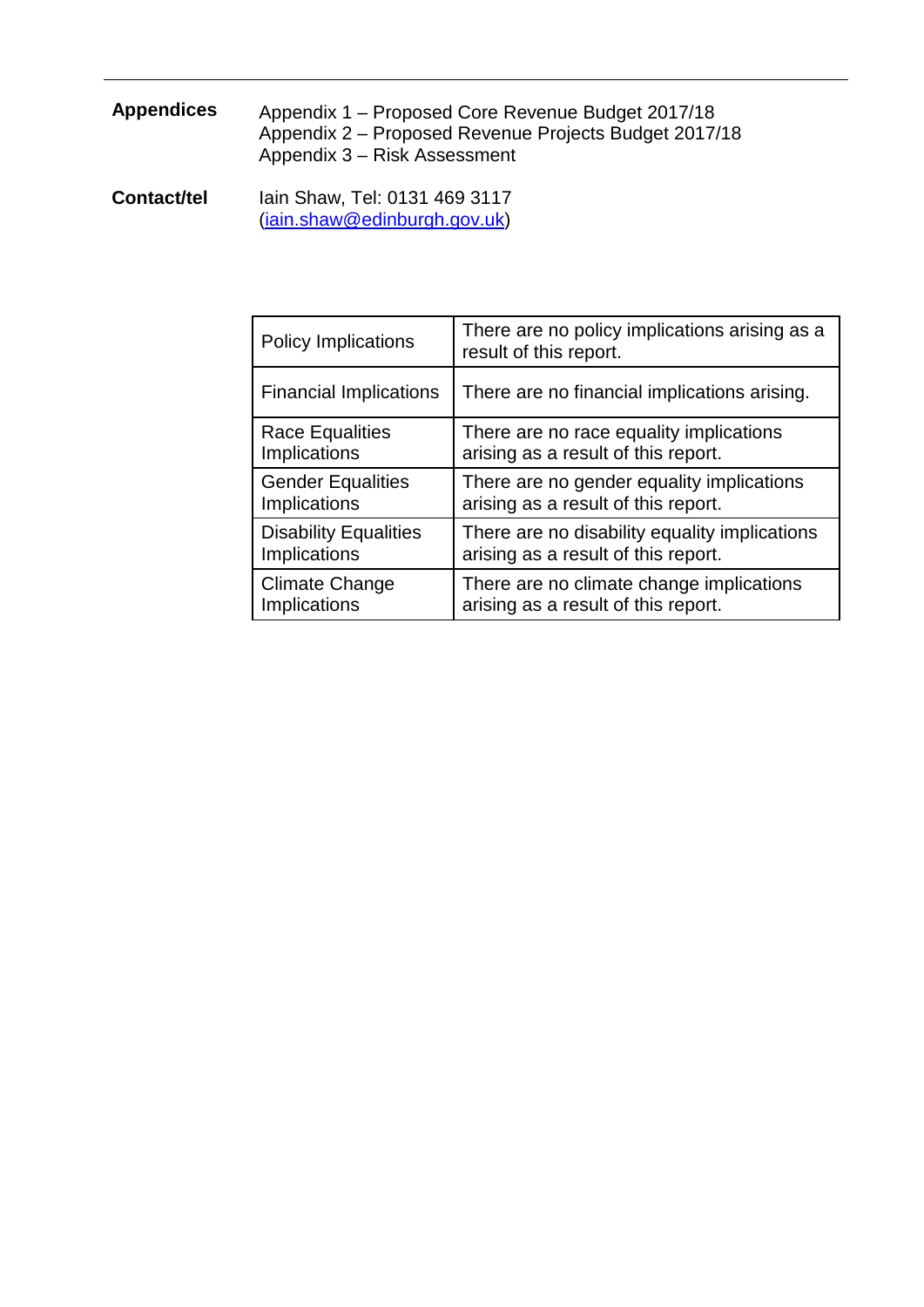---

**Appendices**

Appendix 1 – Proposed Core Revenue Budget 2017/18
Appendix 2 – Proposed Revenue Projects Budget 2017/18
Appendix 3 – Risk Assessment

**Contact/tel**

Iain Shaw, Tel: 0131 469 3117
(iain.shaw@edinburgh.gov.uk)

| | |
|---|---|
| Policy Implications | There are no policy implications arising as a result of this report. |
| Financial Implications | There are no financial implications arising. |
| Race Equalities Implications | There are no race equality implications arising as a result of this report. |
| Gender Equalities Implications | There are no gender equality implications arising as a result of this report. |
| Disability Equalities Implications | There are no disability equality implications arising as a result of this report. |
| Climate Change Implications | There are no climate change implications arising as a result of this report. |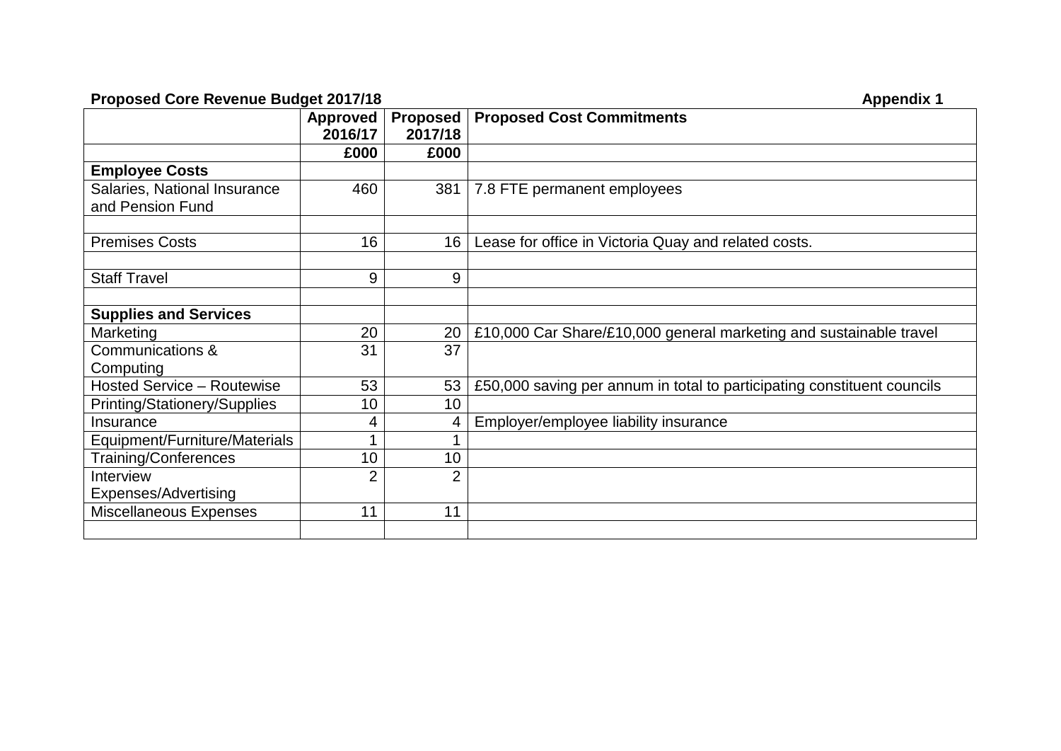**Proposed Core Revenue Budget 2017/18** **Appendix 1**

| | Approved 2016/17 | Proposed 2017/18 | Proposed Cost Commitments |
|---|---|---|---|
| | £000 | £000 | |
| **Employee Costs** | | | |
| Salaries, National Insurance and Pension Fund | 460 | 381 | 7.8 FTE permanent employees |
| | | | |
| Premises Costs | 16 | 16 | Lease for office in Victoria Quay and related costs. |
| | | | |
| Staff Travel | 9 | 9 | |
| | | | |
| **Supplies and Services** | | | |
| Marketing | 20 | 20 | £10,000 Car Share/£10,000 general marketing and sustainable travel |
| Communications & Computing | 31 | 37 | |
| Hosted Service – Routewise | 53 | 53 | £50,000 saving per annum in total to participating constituent councils |
| Printing/Stationery/Supplies | 10 | 10 | |
| Insurance | 4 | 4 | Employer/employee liability insurance |
| Equipment/Furniture/Materials | 1 | 1 | |
| Training/Conferences | 10 | 10 | |
| Interview Expenses/Advertising | 2 | 2 | |
| Miscellaneous Expenses | 11 | 11 | |
| | | | |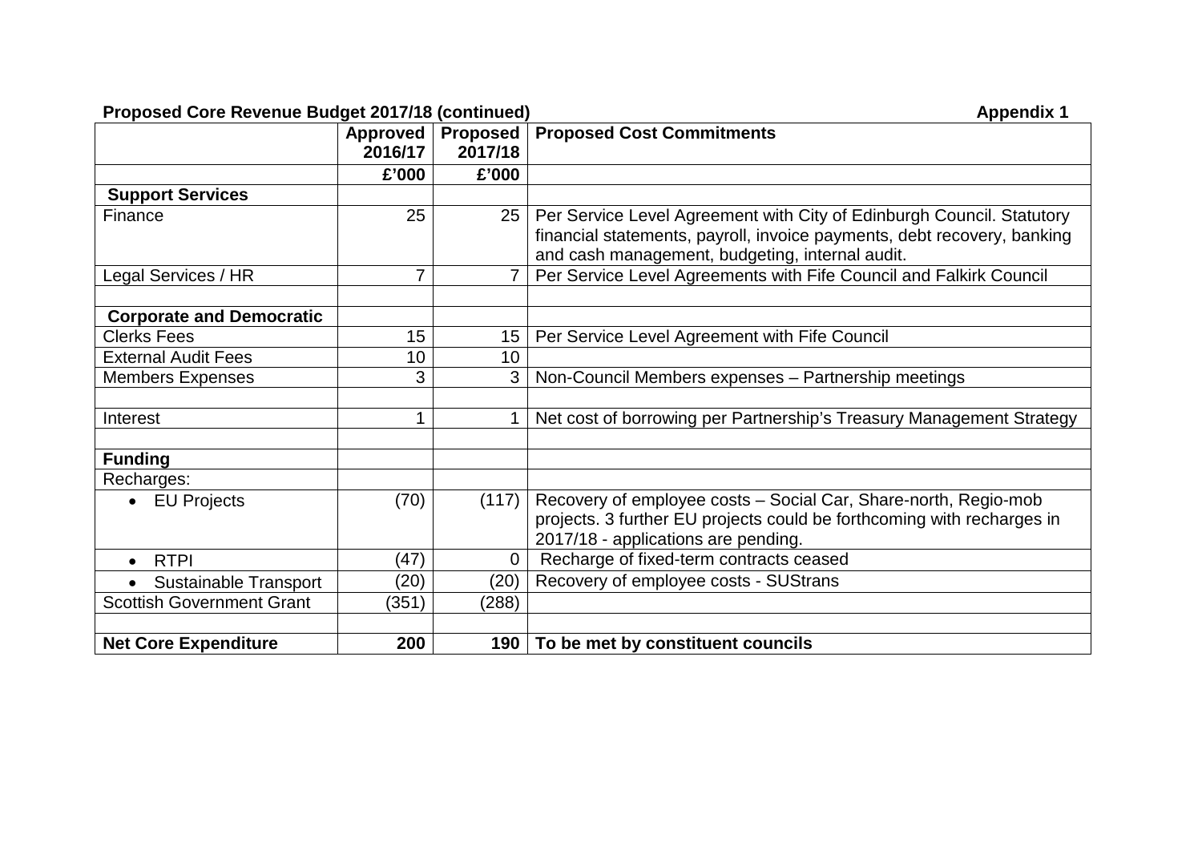**Proposed Core Revenue Budget 2017/18 (continued)** **Appendix 1**

| | Approved 2016/17 | Proposed 2017/18 | Proposed Cost Commitments |
|---|---|---|---|
| | £'000 | £'000 | |
| **Support Services** | | | |
| Finance | 25 | 25 | Per Service Level Agreement with City of Edinburgh Council. Statutory financial statements, payroll, invoice payments, debt recovery, banking and cash management, budgeting, internal audit. |
| Legal Services / HR | 7 | 7 | Per Service Level Agreements with Fife Council and Falkirk Council |
| | | | |
| **Corporate and Democratic** | | | |
| Clerks Fees | 15 | 15 | Per Service Level Agreement with Fife Council |
| External Audit Fees | 10 | 10 | |
| Members Expenses | 3 | 3 | Non-Council Members expenses – Partnership meetings |
| | | | |
| Interest | 1 | 1 | Net cost of borrowing per Partnership's Treasury Management Strategy |
| | | | |
| **Funding** | | | |
| Recharges: | | | |
| • EU Projects | (70) | (117) | Recovery of employee costs – Social Car, Share-north, Regio-mob projects. 3 further EU projects could be forthcoming with recharges in 2017/18 - applications are pending. |
| • RTPI | (47) | 0 | Recharge of fixed-term contracts ceased |
| • Sustainable Transport | (20) | (20) | Recovery of employee costs - SUStrans |
| Scottish Government Grant | (351) | (288) | |
| | | | |
| **Net Core Expenditure** | **200** | **190** | **To be met by constituent councils** |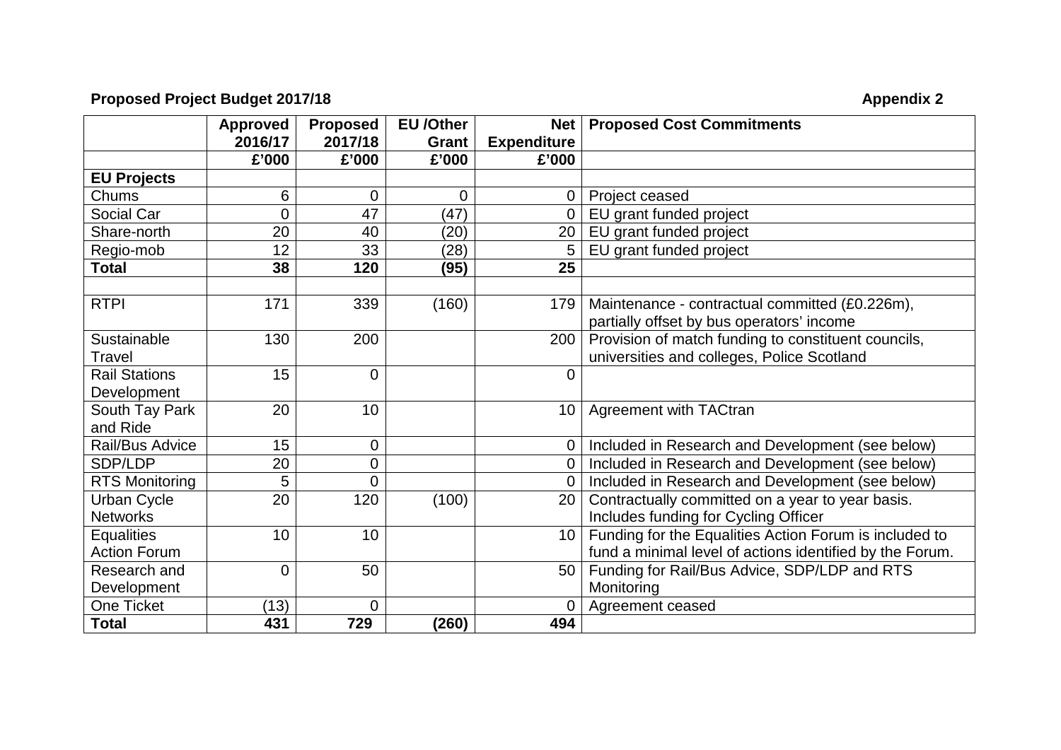**Proposed Project Budget 2017/18** **Appendix 2**

| | Approved 2016/17 | Proposed 2017/18 | EU /Other Grant | Net Expenditure | Proposed Cost Commitments |
|---|---|---|---|---|---|
| | £'000 | £'000 | £'000 | £'000 | |
| **EU Projects** | | | | | |
| Chums | 6 | 0 | 0 | 0 | Project ceased |
| Social Car | 0 | 47 | (47) | 0 | EU grant funded project |
| Share-north | 20 | 40 | (20) | 20 | EU grant funded project |
| Regio-mob | 12 | 33 | (28) | 5 | EU grant funded project |
| **Total** | **38** | **120** | **(95)** | **25** | |
| | | | | | |
| RTPI | 171 | 339 | (160) | 179 | Maintenance - contractual committed (£0.226m), partially offset by bus operators' income |
| Sustainable Travel | 130 | 200 | | 200 | Provision of match funding to constituent councils, universities and colleges, Police Scotland |
| Rail Stations Development | 15 | 0 | | 0 | |
| South Tay Park and Ride | 20 | 10 | | 10 | Agreement with TACtran |
| Rail/Bus Advice | 15 | 0 | | 0 | Included in Research and Development (see below) |
| SDP/LDP | 20 | 0 | | 0 | Included in Research and Development (see below) |
| RTS Monitoring | 5 | 0 | | 0 | Included in Research and Development (see below) |
| Urban Cycle Networks | 20 | 120 | (100) | 20 | Contractually committed on a year to year basis. Includes funding for Cycling Officer |
| Equalities Action Forum | 10 | 10 | | 10 | Funding for the Equalities Action Forum is included to fund a minimal level of actions identified by the Forum. |
| Research and Development | 0 | 50 | | 50 | Funding for Rail/Bus Advice, SDP/LDP and RTS Monitoring |
| One Ticket | (13) | 0 | | 0 | Agreement ceased |
| **Total** | **431** | **729** | **(260)** | **494** | |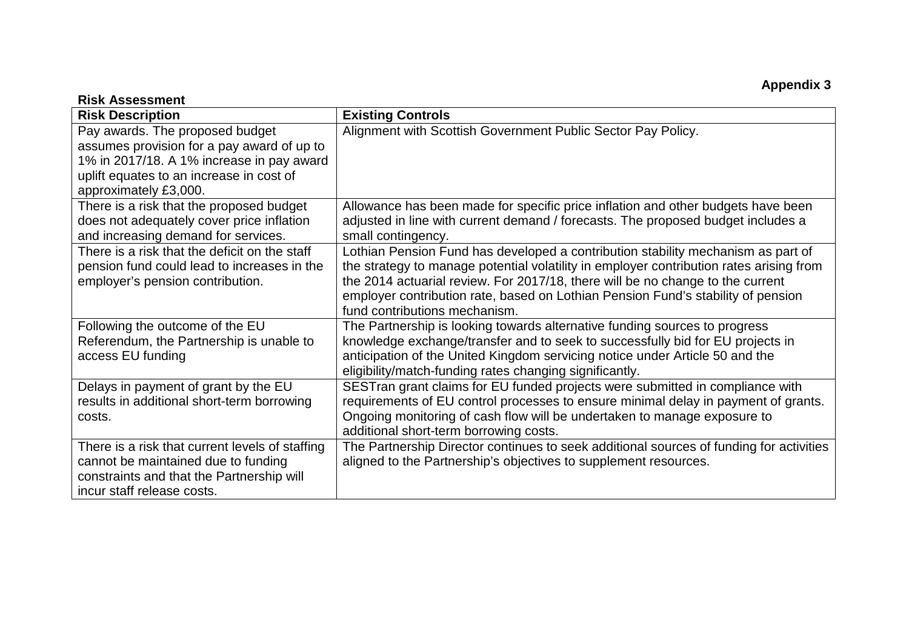**Appendix 3**

**Risk Assessment**

| Risk Description | Existing Controls |
|---|---|
| Pay awards. The proposed budget assumes provision for a pay award of up to 1% in 2017/18. A 1% increase in pay award uplift equates to an increase in cost of approximately £3,000. | Alignment with Scottish Government Public Sector Pay Policy. |
| There is a risk that the proposed budget does not adequately cover price inflation and increasing demand for services. | Allowance has been made for specific price inflation and other budgets have been adjusted in line with current demand / forecasts. The proposed budget includes a small contingency. |
| There is a risk that the deficit on the staff pension fund could lead to increases in the employer's pension contribution. | Lothian Pension Fund has developed a contribution stability mechanism as part of the strategy to manage potential volatility in employer contribution rates arising from the 2014 actuarial review. For 2017/18, there will be no change to the current employer contribution rate, based on Lothian Pension Fund's stability of pension fund contributions mechanism. |
| Following the outcome of the EU Referendum, the Partnership is unable to access EU funding | The Partnership is looking towards alternative funding sources to progress knowledge exchange/transfer and to seek to successfully bid for EU projects in anticipation of the United Kingdom servicing notice under Article 50 and the eligibility/match-funding rates changing significantly. |
| Delays in payment of grant by the EU results in additional short-term borrowing costs. | SESTran grant claims for EU funded projects were submitted in compliance with requirements of EU control processes to ensure minimal delay in payment of grants. Ongoing monitoring of cash flow will be undertaken to manage exposure to additional short-term borrowing costs. |
| There is a risk that current levels of staffing cannot be maintained due to funding constraints and that the Partnership will incur staff release costs. | The Partnership Director continues to seek additional sources of funding for activities aligned to the Partnership's objectives to supplement resources. |